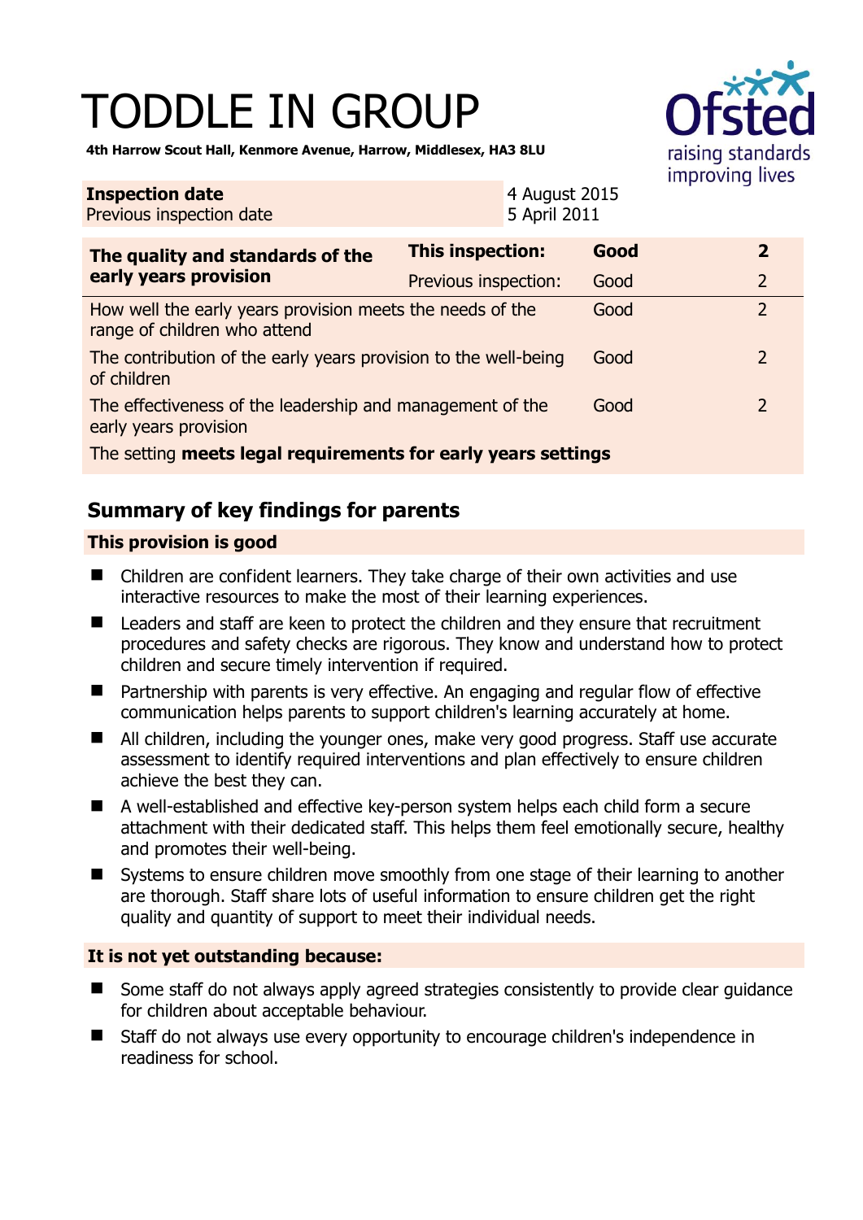# TODDLE IN GROUP

**4th Harrow Scout Hall, Kenmore Avenue, Harrow, Middlesex, HA3 8LU**

| **Inspection date** | 4 August 2015 |
|---|---|
| Previous inspection date | 5 April 2011 |

| **The quality and standards of the early years provision** | **This inspection:** | **Good** | **2** |
|---|---|---|---|
| | Previous inspection: | Good | 2 |
| How well the early years provision meets the needs of the range of children who attend | | Good | 2 |
| The contribution of the early years provision to the well-being of children | | Good | 2 |
| The effectiveness of the leadership and management of the early years provision | | Good | 2 |
| The setting **meets legal requirements for early years settings** | | | |

## Summary of key findings for parents

### This provision is good

- Children are confident learners. They take charge of their own activities and use interactive resources to make the most of their learning experiences.
- Leaders and staff are keen to protect the children and they ensure that recruitment procedures and safety checks are rigorous. They know and understand how to protect children and secure timely intervention if required.
- Partnership with parents is very effective. An engaging and regular flow of effective communication helps parents to support children's learning accurately at home.
- All children, including the younger ones, make very good progress. Staff use accurate assessment to identify required interventions and plan effectively to ensure children achieve the best they can.
- A well-established and effective key-person system helps each child form a secure attachment with their dedicated staff. This helps them feel emotionally secure, healthy and promotes their well-being.
- Systems to ensure children move smoothly from one stage of their learning to another are thorough. Staff share lots of useful information to ensure children get the right quality and quantity of support to meet their individual needs.

### It is not yet outstanding because:

- Some staff do not always apply agreed strategies consistently to provide clear guidance for children about acceptable behaviour.
- Staff do not always use every opportunity to encourage children's independence in readiness for school.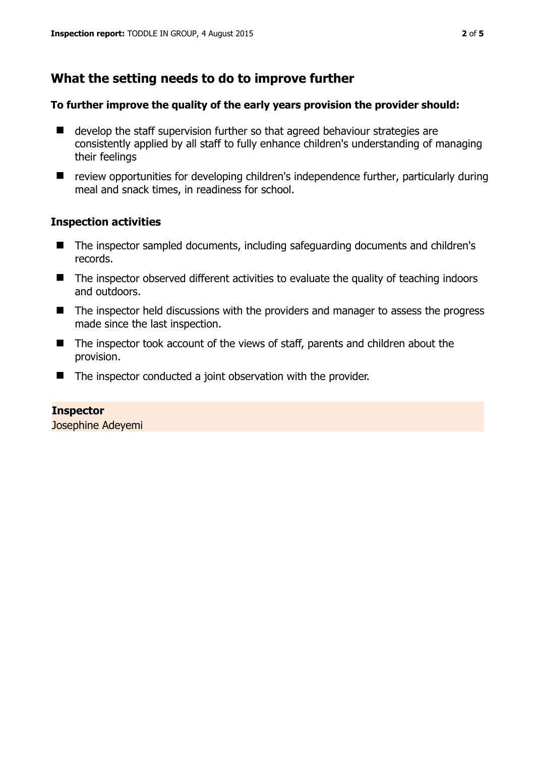## What the setting needs to do to improve further

**To further improve the quality of the early years provision the provider should:**

- develop the staff supervision further so that agreed behaviour strategies are consistently applied by all staff to fully enhance children's understanding of managing their feelings
- review opportunities for developing children's independence further, particularly during meal and snack times, in readiness for school.

### Inspection activities

- The inspector sampled documents, including safeguarding documents and children's records.
- The inspector observed different activities to evaluate the quality of teaching indoors and outdoors.
- The inspector held discussions with the providers and manager to assess the progress made since the last inspection.
- The inspector took account of the views of staff, parents and children about the provision.
- The inspector conducted a joint observation with the provider.

**Inspector**
Josephine Adeyemi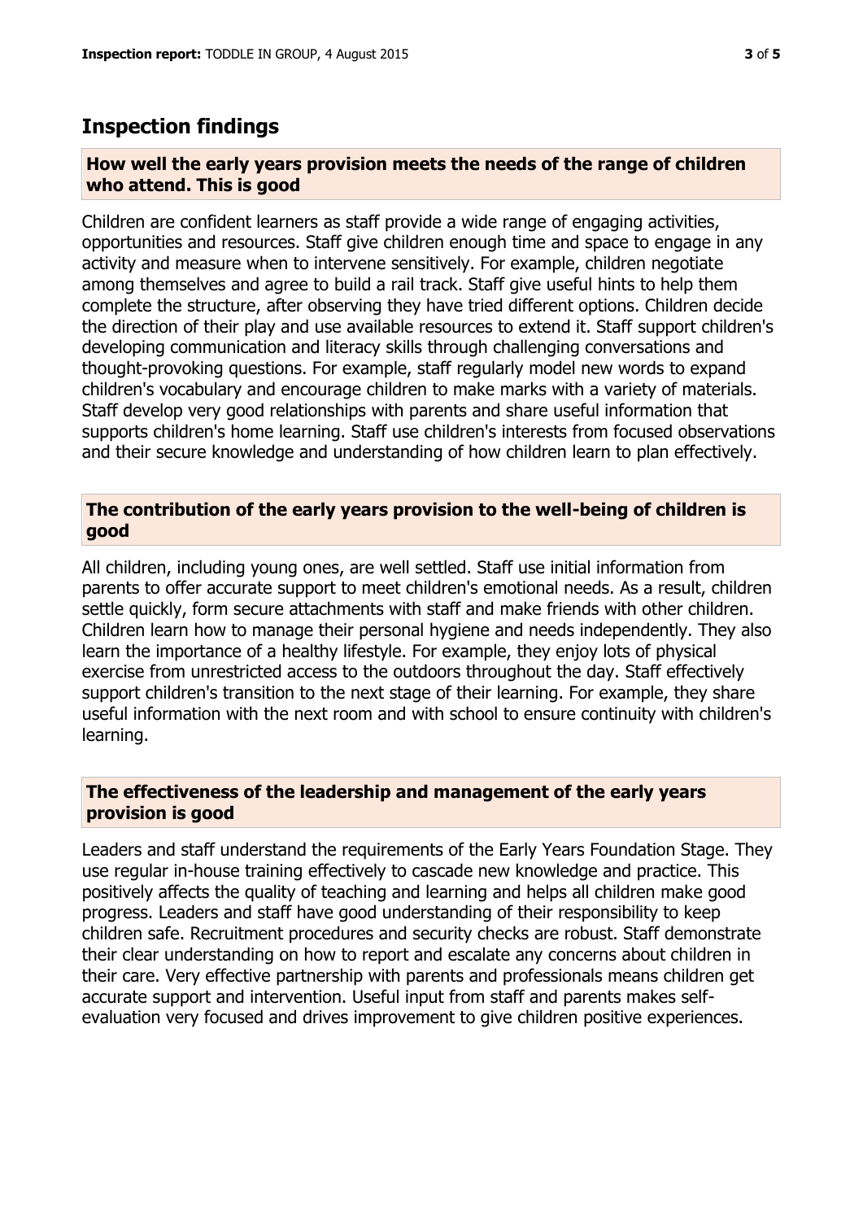## Inspection findings

### How well the early years provision meets the needs of the range of children who attend. This is good

Children are confident learners as staff provide a wide range of engaging activities, opportunities and resources. Staff give children enough time and space to engage in any activity and measure when to intervene sensitively. For example, children negotiate among themselves and agree to build a rail track. Staff give useful hints to help them complete the structure, after observing they have tried different options. Children decide the direction of their play and use available resources to extend it. Staff support children's developing communication and literacy skills through challenging conversations and thought-provoking questions. For example, staff regularly model new words to expand children's vocabulary and encourage children to make marks with a variety of materials. Staff develop very good relationships with parents and share useful information that supports children's home learning. Staff use children's interests from focused observations and their secure knowledge and understanding of how children learn to plan effectively.

### The contribution of the early years provision to the well-being of children is good

All children, including young ones, are well settled. Staff use initial information from parents to offer accurate support to meet children's emotional needs. As a result, children settle quickly, form secure attachments with staff and make friends with other children. Children learn how to manage their personal hygiene and needs independently. They also learn the importance of a healthy lifestyle. For example, they enjoy lots of physical exercise from unrestricted access to the outdoors throughout the day. Staff effectively support children's transition to the next stage of their learning. For example, they share useful information with the next room and with school to ensure continuity with children's learning.

### The effectiveness of the leadership and management of the early years provision is good

Leaders and staff understand the requirements of the Early Years Foundation Stage. They use regular in-house training effectively to cascade new knowledge and practice. This positively affects the quality of teaching and learning and helps all children make good progress. Leaders and staff have good understanding of their responsibility to keep children safe. Recruitment procedures and security checks are robust. Staff demonstrate their clear understanding on how to report and escalate any concerns about children in their care. Very effective partnership with parents and professionals means children get accurate support and intervention. Useful input from staff and parents makes self-evaluation very focused and drives improvement to give children positive experiences.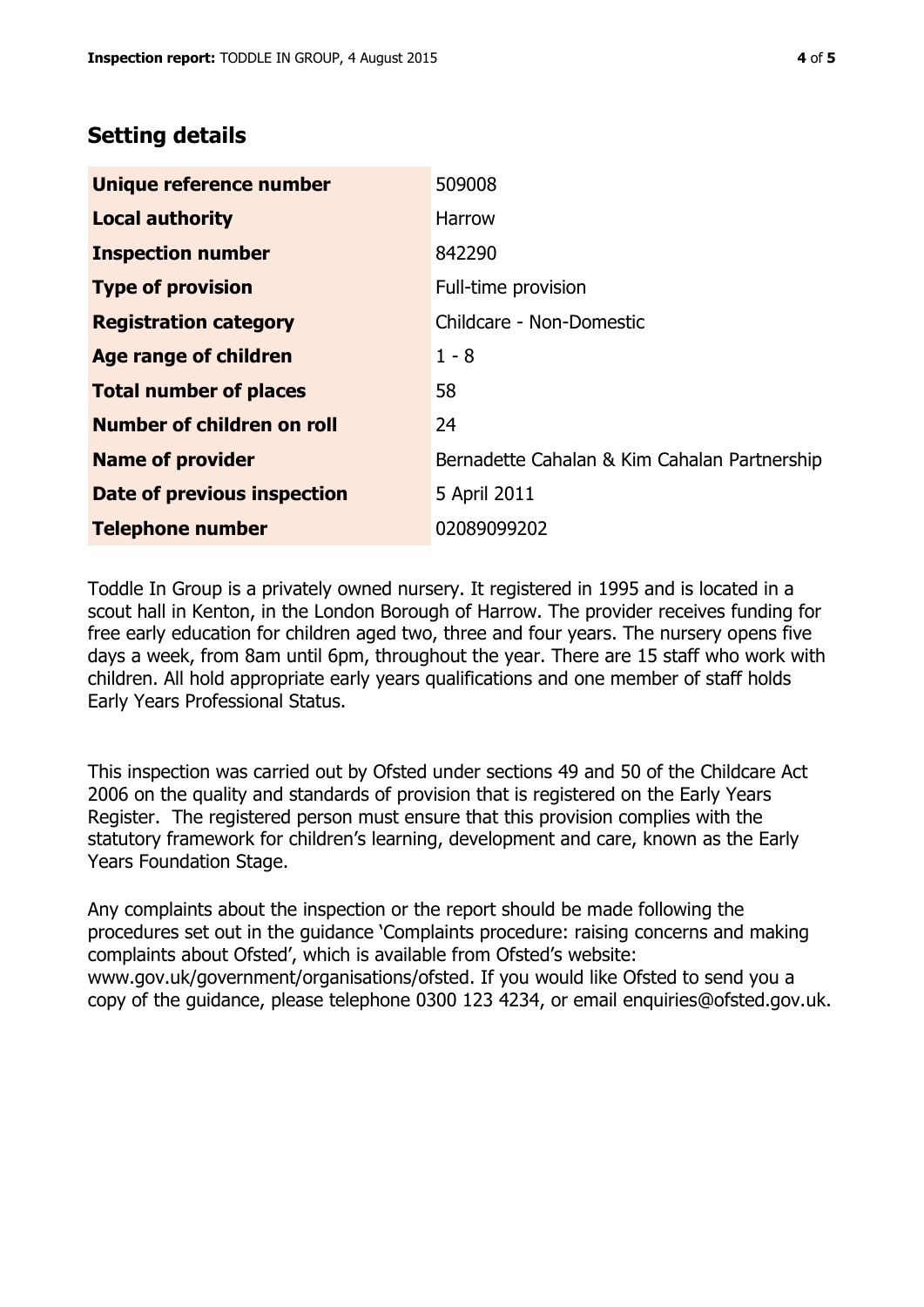## Setting details

| | |
|---|---|
| **Unique reference number** | 509008 |
| **Local authority** | Harrow |
| **Inspection number** | 842290 |
| **Type of provision** | Full-time provision |
| **Registration category** | Childcare - Non-Domestic |
| **Age range of children** | 1 - 8 |
| **Total number of places** | 58 |
| **Number of children on roll** | 24 |
| **Name of provider** | Bernadette Cahalan & Kim Cahalan Partnership |
| **Date of previous inspection** | 5 April 2011 |
| **Telephone number** | 02089099202 |

Toddle In Group is a privately owned nursery. It registered in 1995 and is located in a scout hall in Kenton, in the London Borough of Harrow. The provider receives funding for free early education for children aged two, three and four years. The nursery opens five days a week, from 8am until 6pm, throughout the year. There are 15 staff who work with children. All hold appropriate early years qualifications and one member of staff holds Early Years Professional Status.

This inspection was carried out by Ofsted under sections 49 and 50 of the Childcare Act 2006 on the quality and standards of provision that is registered on the Early Years Register. The registered person must ensure that this provision complies with the statutory framework for children's learning, development and care, known as the Early Years Foundation Stage.

Any complaints about the inspection or the report should be made following the procedures set out in the guidance 'Complaints procedure: raising concerns and making complaints about Ofsted', which is available from Ofsted's website: www.gov.uk/government/organisations/ofsted. If you would like Ofsted to send you a copy of the guidance, please telephone 0300 123 4234, or email enquiries@ofsted.gov.uk.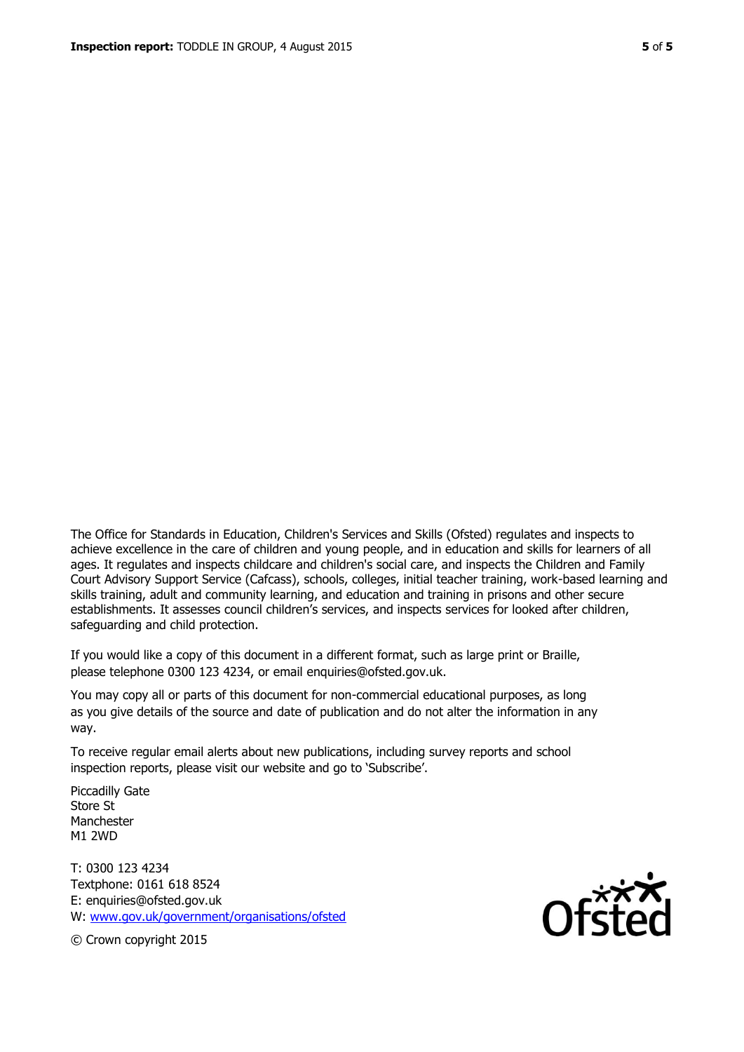The Office for Standards in Education, Children's Services and Skills (Ofsted) regulates and inspects to achieve excellence in the care of children and young people, and in education and skills for learners of all ages. It regulates and inspects childcare and children's social care, and inspects the Children and Family Court Advisory Support Service (Cafcass), schools, colleges, initial teacher training, work-based learning and skills training, adult and community learning, and education and training in prisons and other secure establishments. It assesses council children's services, and inspects services for looked after children, safeguarding and child protection.

If you would like a copy of this document in a different format, such as large print or Braille, please telephone 0300 123 4234, or email enquiries@ofsted.gov.uk.

You may copy all or parts of this document for non-commercial educational purposes, as long as you give details of the source and date of publication and do not alter the information in any way.

To receive regular email alerts about new publications, including survey reports and school inspection reports, please visit our website and go to 'Subscribe'.

Piccadilly Gate
Store St
Manchester
M1 2WD

T: 0300 123 4234
Textphone: 0161 618 8524
E: enquiries@ofsted.gov.uk
W: [www.gov.uk/government/organisations/ofsted](http://www.gov.uk/government/organisations/ofsted)

© Crown copyright 2015